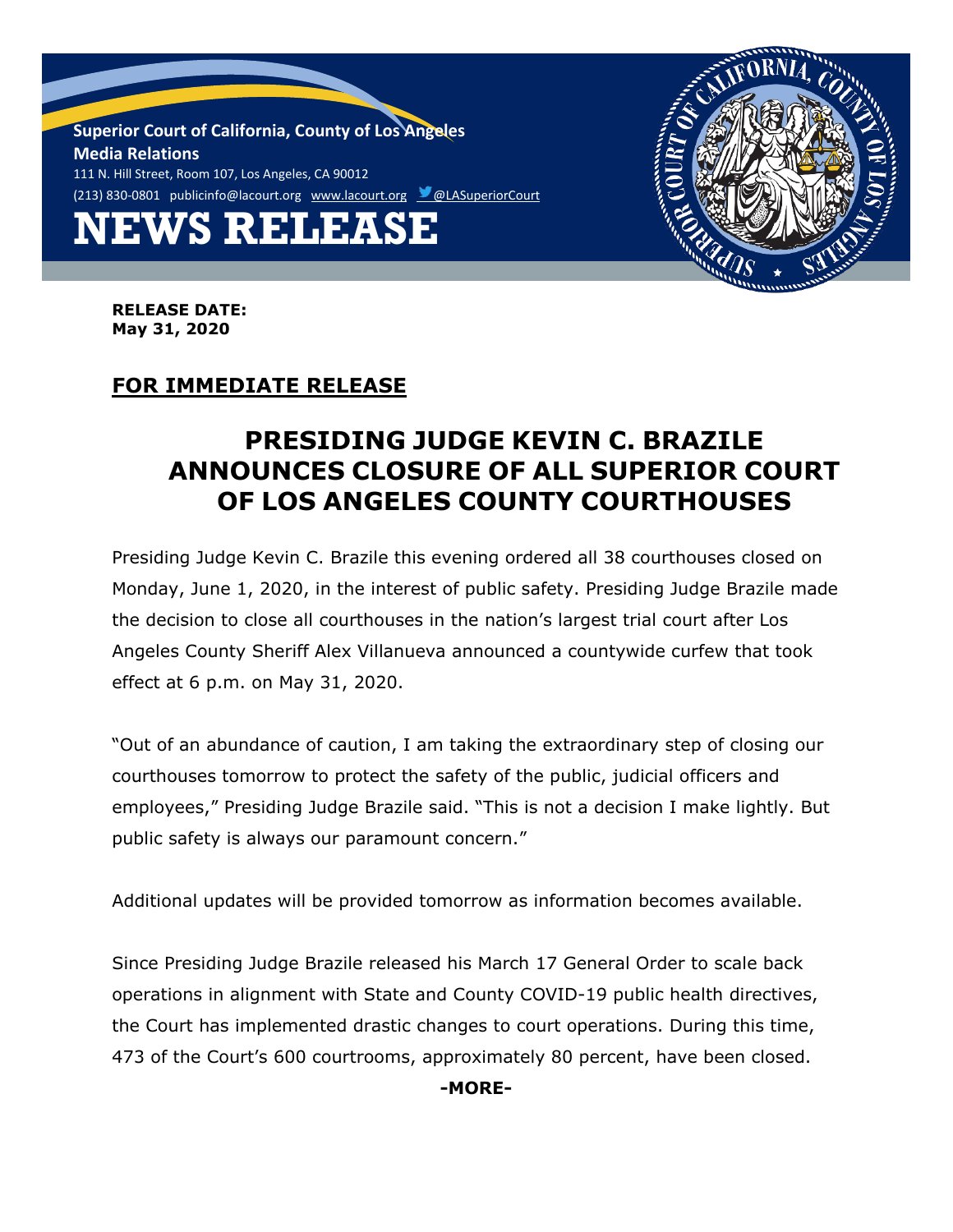**Superior Court of California, County of Los Angeles**
**Media Relations**
111 N. Hill Street, Room 107, Los Angeles, CA 90012
(213) 830-0801 publicinfo@lacourt.org www.lacourt.org @LASuperiorCourt

# NEWS RELEASE

**RELEASE DATE:**
**May 31, 2020**

**FOR IMMEDIATE RELEASE**

## PRESIDING JUDGE KEVIN C. BRAZILE ANNOUNCES CLOSURE OF ALL SUPERIOR COURT OF LOS ANGELES COUNTY COURTHOUSES

Presiding Judge Kevin C. Brazile this evening ordered all 38 courthouses closed on Monday, June 1, 2020, in the interest of public safety. Presiding Judge Brazile made the decision to close all courthouses in the nation's largest trial court after Los Angeles County Sheriff Alex Villanueva announced a countywide curfew that took effect at 6 p.m. on May 31, 2020.

"Out of an abundance of caution, I am taking the extraordinary step of closing our courthouses tomorrow to protect the safety of the public, judicial officers and employees," Presiding Judge Brazile said. "This is not a decision I make lightly. But public safety is always our paramount concern."

Additional updates will be provided tomorrow as information becomes available.

Since Presiding Judge Brazile released his March 17 General Order to scale back operations in alignment with State and County COVID-19 public health directives, the Court has implemented drastic changes to court operations. During this time, 473 of the Court's 600 courtrooms, approximately 80 percent, have been closed.

**-MORE-**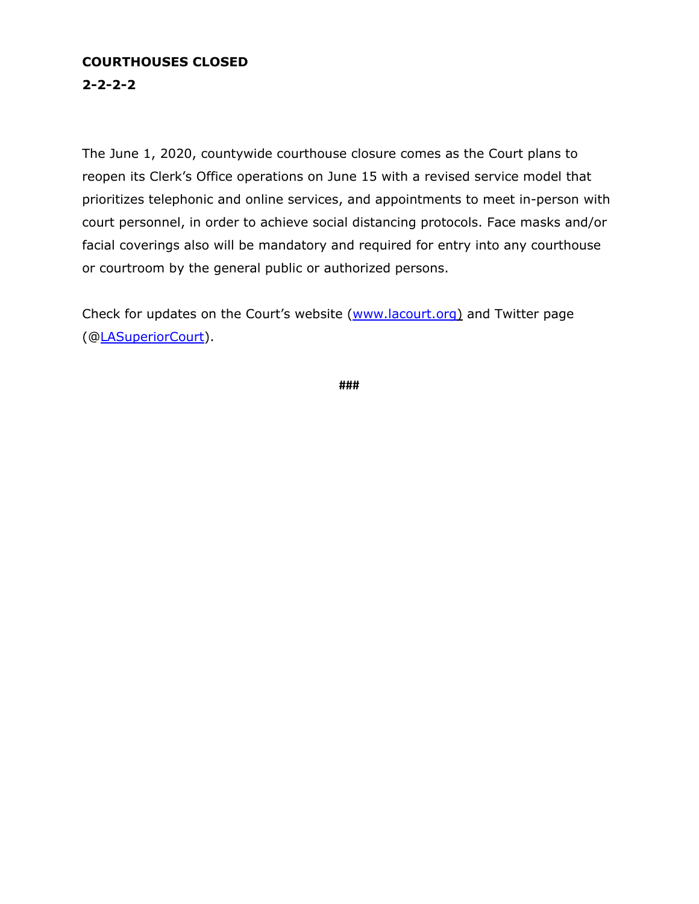**COURTHOUSES CLOSED**

**2-2-2-2**

The June 1, 2020, countywide courthouse closure comes as the Court plans to reopen its Clerk's Office operations on June 15 with a revised service model that prioritizes telephonic and online services, and appointments to meet in-person with court personnel, in order to achieve social distancing protocols. Face masks and/or facial coverings also will be mandatory and required for entry into any courthouse or courtroom by the general public or authorized persons.

Check for updates on the Court's website (www.lacourt.org) and Twitter page (@LASuperiorCourt).

###